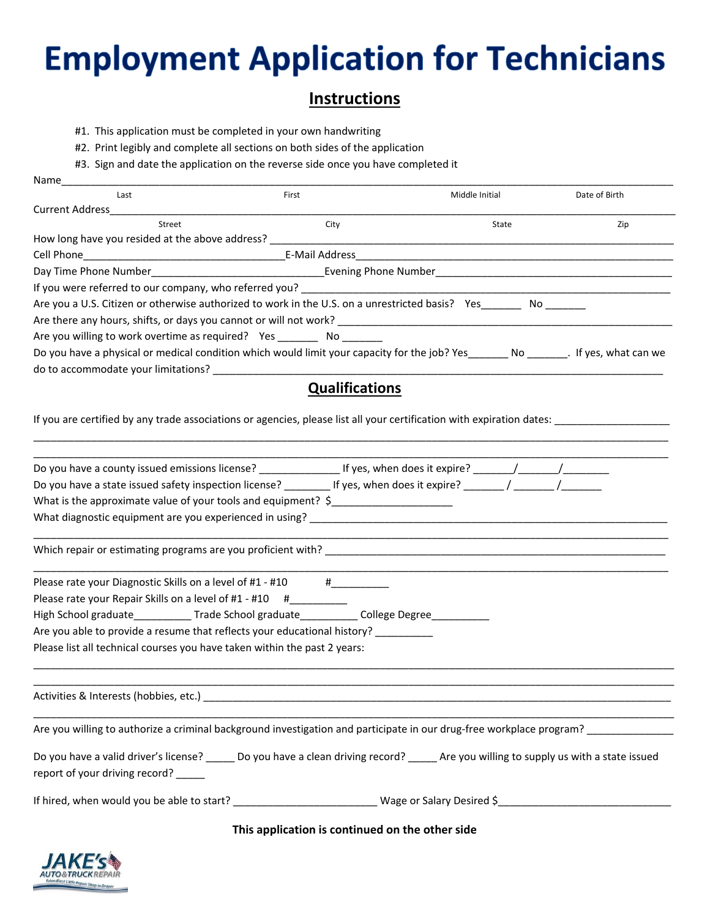# Employment Application for Technicians

## Instructions

#1. This application must be completed in your own handwriting
#2. Print legibly and complete all sections on both sides of the application
#3. Sign and date the application on the reverse side once you have completed it

Name___________________________________________________________________________________________
Last First Middle Initial Date of Birth

Current Address_________________________________________________________________________________
Street City State Zip

How long have you resided at the above address? _______________________________________________

Cell Phone_____________________________E-Mail Address_______________________________________

Day Time Phone Number___________________________Evening Phone Number____________________________

If you were referred to our company, who referred you? ________________________________________

Are you a U.S. Citizen or otherwise authorized to work in the U.S. on a unrestricted basis? Yes_______ No _______

Are there any hours, shifts, or days you cannot or will not work? _____________________________

Are you willing to work overtime as required? Yes _______ No _______

Do you have a physical or medical condition which would limit your capacity for the job? Yes_______ No _______. If yes, what can we do to accommodate your limitations? _________________________________________________

## Qualifications

If you are certified by any trade associations or agencies, please list all your certification with expiration dates: ___________________
_____________________________________________________________________________________________
_____________________________________________________________________________________________

Do you have a county issued emissions license? _____________ If yes, when does it expire? _______/_______/________

Do you have a state issued safety inspection license? ________ If yes, when does it expire? _______ / _______ /_______

What is the approximate value of your tools and equipment? $____________________

What diagnostic equipment are you experienced in using? _______________________________________
_____________________________________________________________________________________________

Which repair or estimating programs are you proficient with? __________________________________
_____________________________________________________________________________________________

Please rate your Diagnostic Skills on a level of #1 - #10 #__________

Please rate your Repair Skills on a level of #1 - #10 #__________

High School graduate__________ Trade School graduate__________ College Degree__________

Are you able to provide a resume that reflects your educational history? __________

Please list all technical courses you have taken within the past 2 years:

_____________________________________________________________________________________________
_____________________________________________________________________________________________

Activities & Interests (hobbies, etc.) ________________________________________________________
_____________________________________________________________________________________________

Are you willing to authorize a criminal background investigation and participate in our drug-free workplace program? ______________

Do you have a valid driver's license? _____ Do you have a clean driving record? _____ Are you willing to supply us with a state issued report of your driving record? _____

If hired, when would you be able to start? ________________________ Wage or Salary Desired $______________________________

**This application is continued on the other side**

JAKE's AUTO & TRUCK REPAIR
Friendliest Little Repair Shop in Draper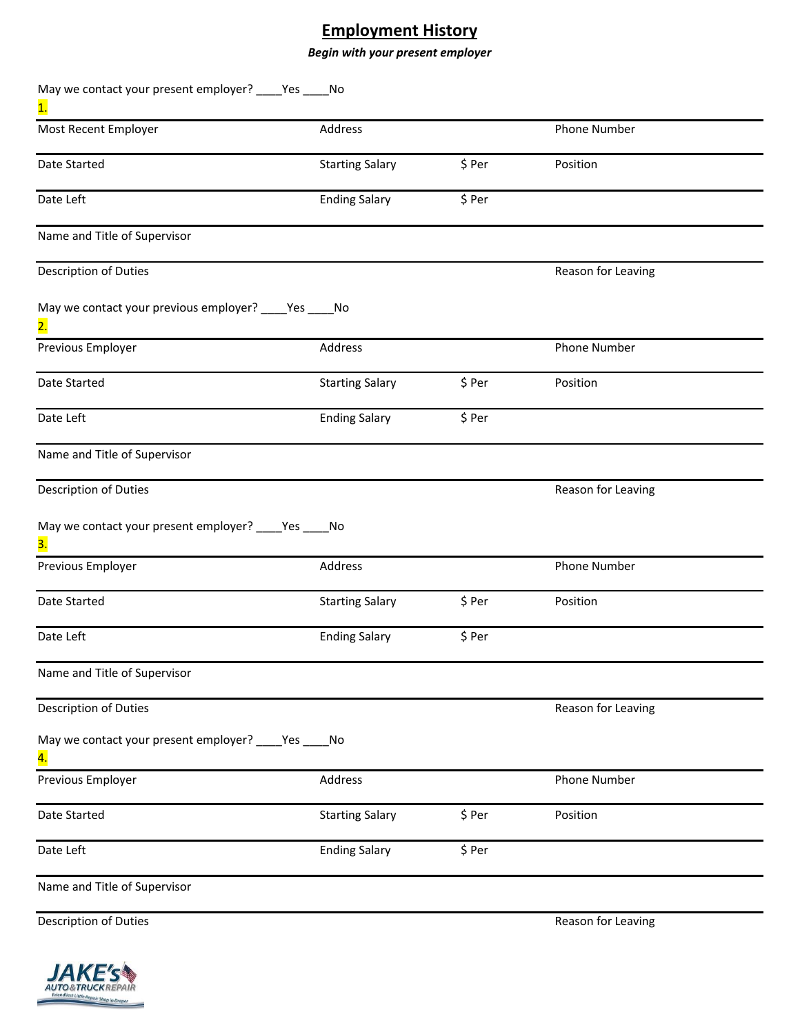# Employment History

***Begin with your present employer***

May we contact your present employer? ____Yes ____No

1.

| | | | |
|---|---|---|---|
| Most Recent Employer | Address | | Phone Number |
| Date Started | Starting Salary | $ Per | Position |
| Date Left | Ending Salary | $ Per | |
| Name and Title of Supervisor | | | |
| Description of Duties | | | Reason for Leaving |

May we contact your previous employer? ____Yes ____No

2.

| | | | |
|---|---|---|---|
| Previous Employer | Address | | Phone Number |
| Date Started | Starting Salary | $ Per | Position |
| Date Left | Ending Salary | $ Per | |
| Name and Title of Supervisor | | | |
| Description of Duties | | | Reason for Leaving |

May we contact your present employer? ____Yes ____No

3.

| | | | |
|---|---|---|---|
| Previous Employer | Address | | Phone Number |
| Date Started | Starting Salary | $ Per | Position |
| Date Left | Ending Salary | $ Per | |
| Name and Title of Supervisor | | | |
| Description of Duties | | | Reason for Leaving |

May we contact your present employer? ____Yes ____No

4.

| | | | |
|---|---|---|---|
| Previous Employer | Address | | Phone Number |
| Date Started | Starting Salary | $ Per | Position |
| Date Left | Ending Salary | $ Per | |
| Name and Title of Supervisor | | | |
| Description of Duties | | | Reason for Leaving |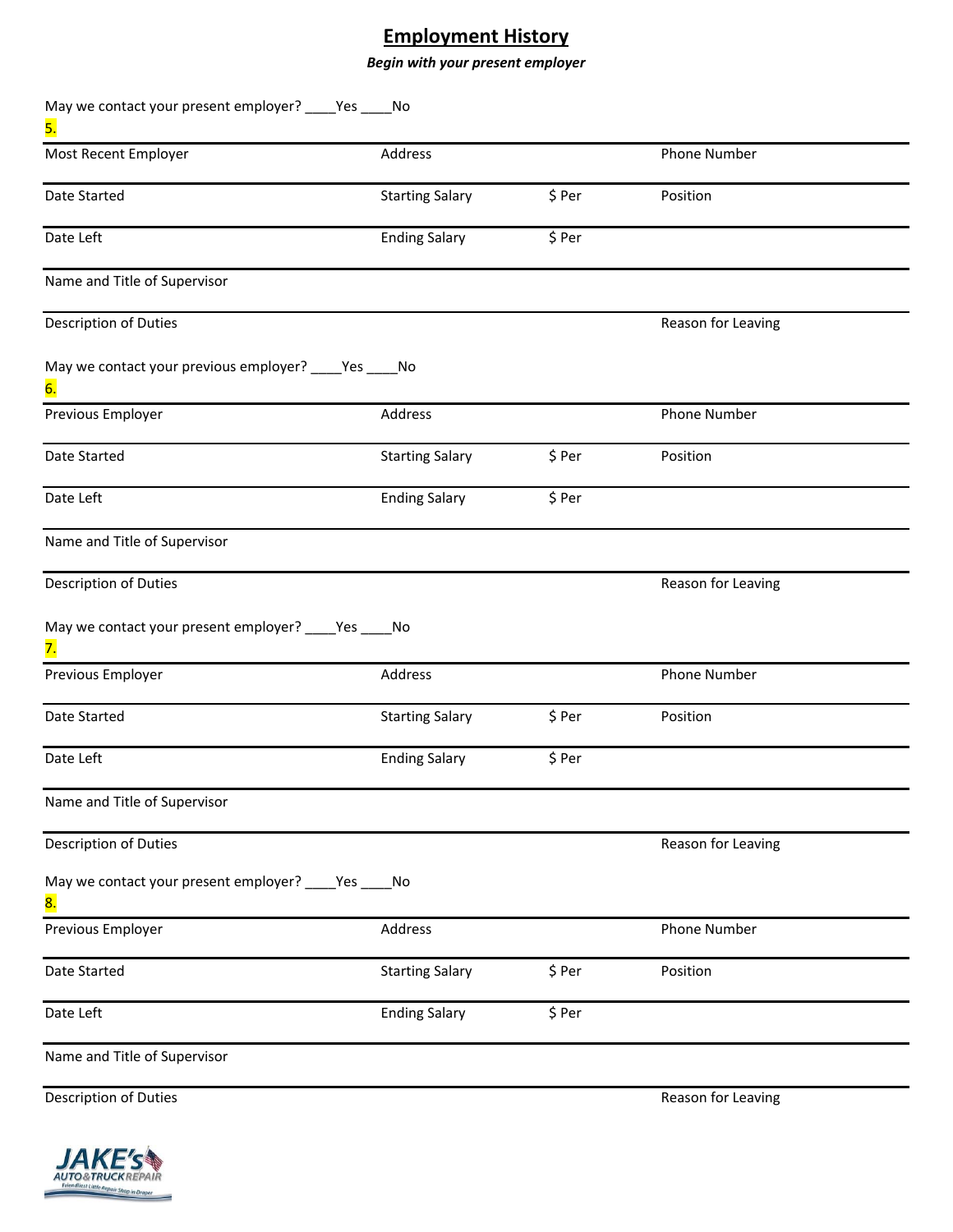# Employment History

***Begin with your present employer***

May we contact your present employer? ____Yes ____No

5.

| | | | |
|---|---|---|---|
| Most Recent Employer | Address | | Phone Number |
| Date Started | Starting Salary | $ Per | Position |
| Date Left | Ending Salary | $ Per | |
| Name and Title of Supervisor | | | |
| Description of Duties | | | Reason for Leaving |

May we contact your previous employer? ____Yes ____No

6.

| | | | |
|---|---|---|---|
| Previous Employer | Address | | Phone Number |
| Date Started | Starting Salary | $ Per | Position |
| Date Left | Ending Salary | $ Per | |
| Name and Title of Supervisor | | | |
| Description of Duties | | | Reason for Leaving |

May we contact your present employer? ____Yes ____No

7.

| | | | |
|---|---|---|---|
| Previous Employer | Address | | Phone Number |
| Date Started | Starting Salary | $ Per | Position |
| Date Left | Ending Salary | $ Per | |
| Name and Title of Supervisor | | | |
| Description of Duties | | | Reason for Leaving |

May we contact your present employer? ____Yes ____No

8.

| | | | |
|---|---|---|---|
| Previous Employer | Address | | Phone Number |
| Date Started | Starting Salary | $ Per | Position |
| Date Left | Ending Salary | $ Per | |
| Name and Title of Supervisor | | | |
| Description of Duties | | | Reason for Leaving |

JAKE's AUTO&TRUCK REPAIR
Friendliest Little Repair Shop in Draper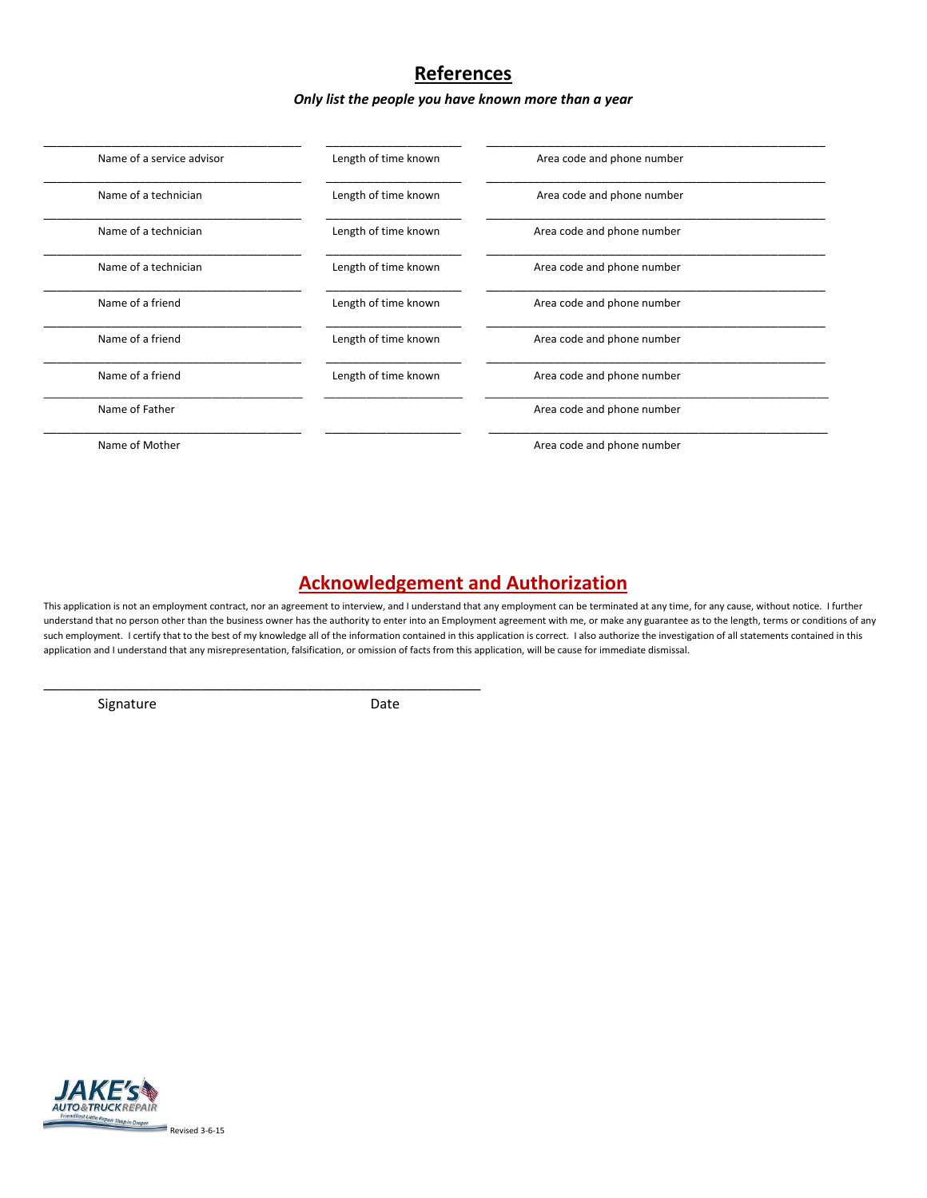## References

***Only list the people you have known more than a year***

| | | |
|---|---|---|
| Name of a service advisor | Length of time known | Area code and phone number |
| Name of a technician | Length of time known | Area code and phone number |
| Name of a technician | Length of time known | Area code and phone number |
| Name of a technician | Length of time known | Area code and phone number |
| Name of a friend | Length of time known | Area code and phone number |
| Name of a friend | Length of time known | Area code and phone number |
| Name of a friend | Length of time known | Area code and phone number |
| Name of Father | | Area code and phone number |
| Name of Mother | | Area code and phone number |

## Acknowledgement and Authorization

This application is not an employment contract, nor an agreement to interview, and I understand that any employment can be terminated at any time, for any cause, without notice. I further understand that no person other than the business owner has the authority to enter into an Employment agreement with me, or make any guarantee as to the length, terms or conditions of any such employment. I certify that to the best of my knowledge all of the information contained in this application is correct. I also authorize the investigation of all statements contained in this application and I understand that any misrepresentation, falsification, or omission of facts from this application, will be cause for immediate dismissal.

_______________________________________________

Signature                                        Date

JAKE'S AUTO & TRUCK REPAIR
Friendliest Little Repair Shop in Draper

Revised 3-6-15